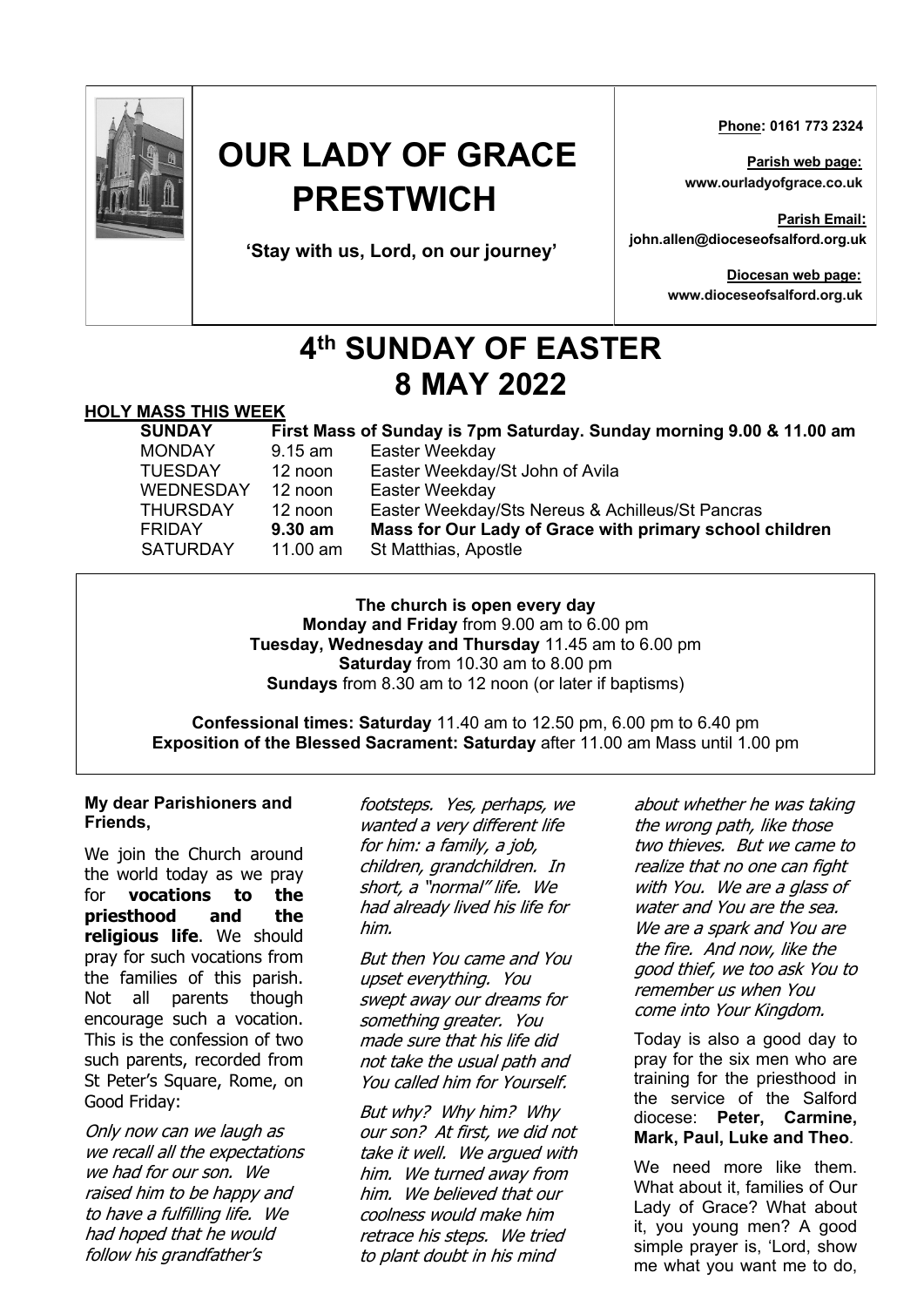# OUR LADY OF GRACE PRESTWICH

**'Stay with us, Lord, on our journey'**

**Phone: 0161 773 2324**

**Parish web page:**
**www.ourladyofgrace.co.uk**

**Parish Email:**
**john.allen@dioceseofsalford.org.uk**

**Diocesan web page:**
**www.dioceseofsalford.org.uk**

# 4th SUNDAY OF EASTER
# 8 MAY 2022

**HOLY MASS THIS WEEK**

| | | |
|---|---|---|
| **SUNDAY** | **First Mass of Sunday is 7pm Saturday. Sunday morning 9.00 & 11.00 am** | |
| MONDAY | 9.15 am | Easter Weekday |
| TUESDAY | 12 noon | Easter Weekday/St John of Avila |
| WEDNESDAY | 12 noon | Easter Weekday |
| THURSDAY | 12 noon | Easter Weekday/Sts Nereus & Achilleus/St Pancras |
| FRIDAY | **9.30 am** | **Mass for Our Lady of Grace with primary school children** |
| SATURDAY | 11.00 am | St Matthias, Apostle |

**The church is open every day**
**Monday and Friday** from 9.00 am to 6.00 pm
**Tuesday, Wednesday and Thursday** 11.45 am to 6.00 pm
**Saturday** from 10.30 am to 8.00 pm
**Sundays** from 8.30 am to 12 noon (or later if baptisms)

**Confessional times: Saturday** 11.40 am to 12.50 pm, 6.00 pm to 6.40 pm
**Exposition of the Blessed Sacrament: Saturday** after 11.00 am Mass until 1.00 pm

**My dear Parishioners and Friends,**

We join the Church around the world today as we pray for **vocations to the priesthood and the religious life**. We should pray for such vocations from the families of this parish. Not all parents though encourage such a vocation. This is the confession of two such parents, recorded from St Peter's Square, Rome, on Good Friday:

*Only now can we laugh as we recall all the expectations we had for our son. We raised him to be happy and to have a fulfilling life. We had hoped that he would follow his grandfather's footsteps. Yes, perhaps, we wanted a very different life for him: a family, a job, children, grandchildren. In short, a "normal" life. We had already lived his life for him.*

*But then You came and You upset everything. You swept away our dreams for something greater. You made sure that his life did not take the usual path and You called him for Yourself.*

*But why? Why him? Why our son? At first, we did not take it well. We argued with him. We turned away from him. We believed that our coolness would make him retrace his steps. We tried to plant doubt in his mind about whether he was taking the wrong path, like those two thieves. But we came to realize that no one can fight with You. We are a glass of water and You are the sea. We are a spark and You are the fire. And now, like the good thief, we too ask You to remember us when You come into Your Kingdom.*

Today is also a good day to pray for the six men who are training for the priesthood in the service of the Salford diocese: **Peter, Carmine, Mark, Paul, Luke and Theo**.

We need more like them. What about it, families of Our Lady of Grace? What about it, you young men? A good simple prayer is, 'Lord, show me what you want me to do,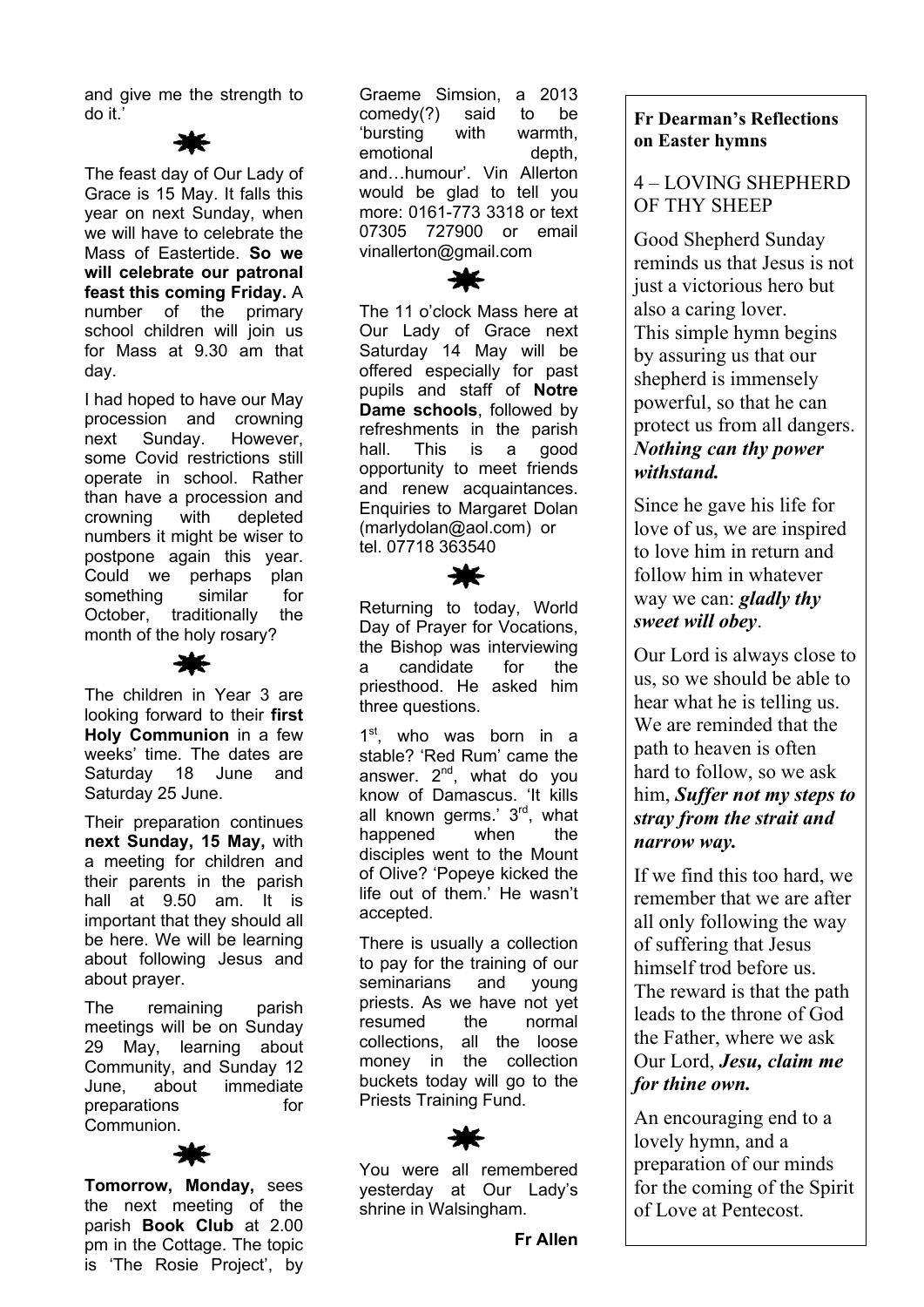and give me the strength to do it.'

The feast day of Our Lady of Grace is 15 May. It falls this year on next Sunday, when we will have to celebrate the Mass of Eastertide. **So we will celebrate our patronal feast this coming Friday.** A number of the primary school children will join us for Mass at 9.30 am that day.

I had hoped to have our May procession and crowning next Sunday. However, some Covid restrictions still operate in school. Rather than have a procession and crowning with depleted numbers it might be wiser to postpone again this year. Could we perhaps plan something similar for October, traditionally the month of the holy rosary?

The children in Year 3 are looking forward to their **first Holy Communion** in a few weeks' time. The dates are Saturday 18 June and Saturday 25 June.

Their preparation continues **next Sunday, 15 May,** with a meeting for children and their parents in the parish hall at 9.50 am. It is important that they should all be here. We will be learning about following Jesus and about prayer.

The remaining parish meetings will be on Sunday 29 May, learning about Community, and Sunday 12 June, about immediate preparations for Communion.

**Tomorrow, Monday,** sees the next meeting of the parish **Book Club** at 2.00 pm in the Cottage. The topic is 'The Rosie Project', by Graeme Simsion, a 2013 comedy(?) said to be 'bursting with warmth, emotional depth, and…humour'. Vin Allerton would be glad to tell you more: 0161-773 3318 or text 07305 727900 or email vinallerton@gmail.com

The 11 o'clock Mass here at Our Lady of Grace next Saturday 14 May will be offered especially for past pupils and staff of **Notre Dame schools**, followed by refreshments in the parish hall. This is a good opportunity to meet friends and renew acquaintances. Enquiries to Margaret Dolan (marlydolan@aol.com) or tel. 07718 363540

Returning to today, World Day of Prayer for Vocations, the Bishop was interviewing a candidate for the priesthood. He asked him three questions.

1st, who was born in a stable? 'Red Rum' came the answer. 2nd, what do you know of Damascus. 'It kills all known germs.' 3rd, what happened when the disciples went to the Mount of Olive? 'Popeye kicked the life out of them.' He wasn't accepted.

There is usually a collection to pay for the training of our seminarians and young priests. As we have not yet resumed the normal collections, all the loose money in the collection buckets today will go to the Priests Training Fund.

You were all remembered yesterday at Our Lady's shrine in Walsingham.

**Fr Allen**

**Fr Dearman's Reflections on Easter hymns**

## 4 – LOVING SHEPHERD OF THY SHEEP

Good Shepherd Sunday reminds us that Jesus is not just a victorious hero but also a caring lover.

This simple hymn begins by assuring us that our shepherd is immensely powerful, so that he can protect us from all dangers. ***Nothing can thy power withstand.***

Since he gave his life for love of us, we are inspired to love him in return and follow him in whatever way we can: ***gladly thy sweet will obey***.

Our Lord is always close to us, so we should be able to hear what he is telling us. We are reminded that the path to heaven is often hard to follow, so we ask him, ***Suffer not my steps to stray from the strait and narrow way.***

If we find this too hard, we remember that we are after all only following the way of suffering that Jesus himself trod before us. The reward is that the path leads to the throne of God the Father, where we ask Our Lord, ***Jesu, claim me for thine own.***

An encouraging end to a lovely hymn, and a preparation of our minds for the coming of the Spirit of Love at Pentecost.